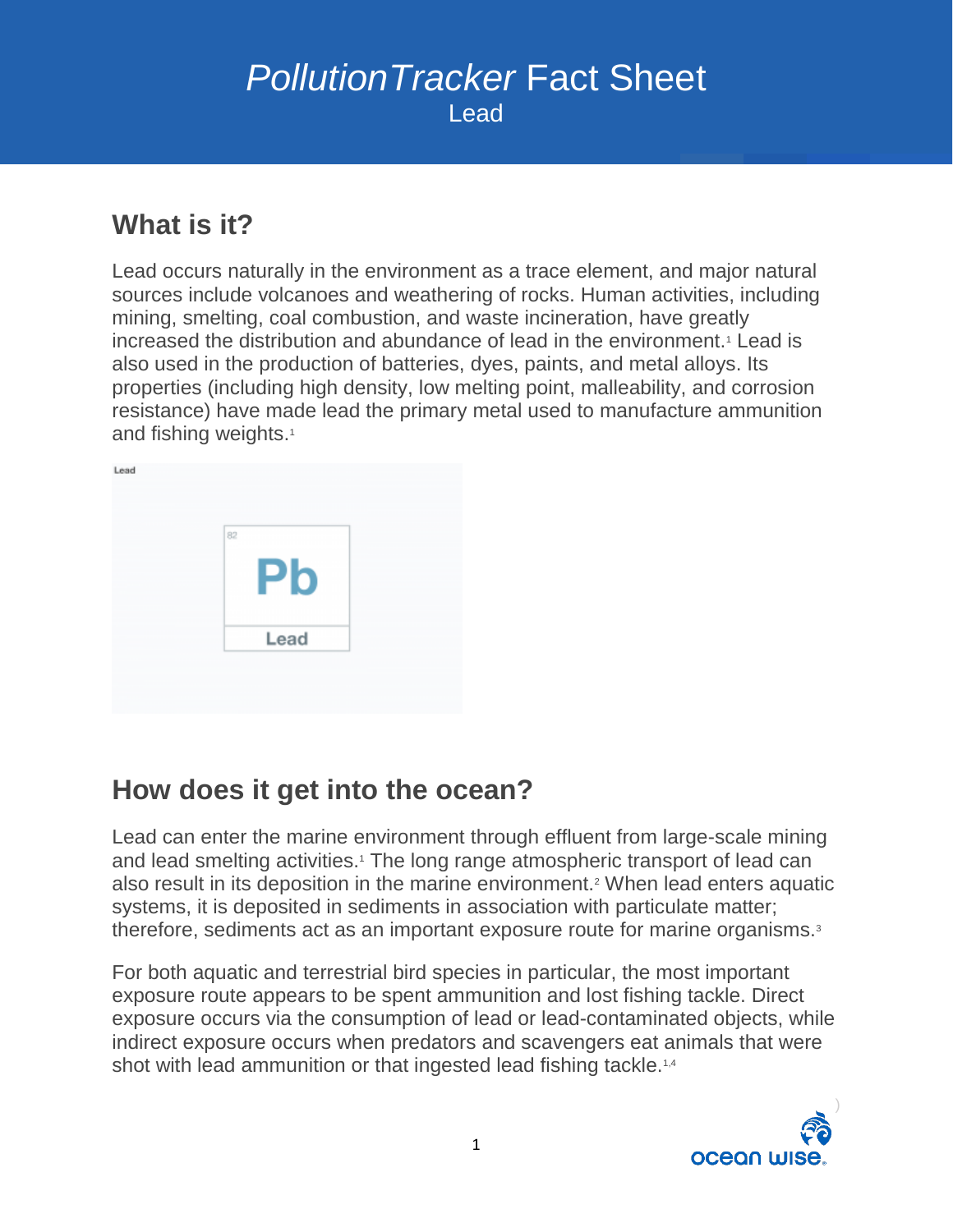# *PollutionTracker* Fact Sheet

Lead

## What is it?

Lead occurs naturally in the environment as a trace element, and major natural sources include volcanoes and weathering of rocks. Human activities, including mining, smelting, coal combustion, and waste incineration, have greatly increased the distribution and abundance of lead in the environment.[1] Lead is also used in the production of batteries, dyes, paints, and metal alloys. Its properties (including high density, low melting point, malleability, and corrosion resistance) have made lead the primary metal used to manufacture ammunition and fishing weights.[1]

Lead

82

Pb

Lead

## How does it get into the ocean?

Lead can enter the marine environment through effluent from large-scale mining and lead smelting activities.[1] The long range atmospheric transport of lead can also result in its deposition in the marine environment.[2] When lead enters aquatic systems, it is deposited in sediments in association with particulate matter; therefore, sediments act as an important exposure route for marine organisms.[3]

For both aquatic and terrestrial bird species in particular, the most important exposure route appears to be spent ammunition and lost fishing tackle. Direct exposure occurs via the consumption of lead or lead-contaminated objects, while indirect exposure occurs when predators and scavengers eat animals that were shot with lead ammunition or that ingested lead fishing tackle.[1,4]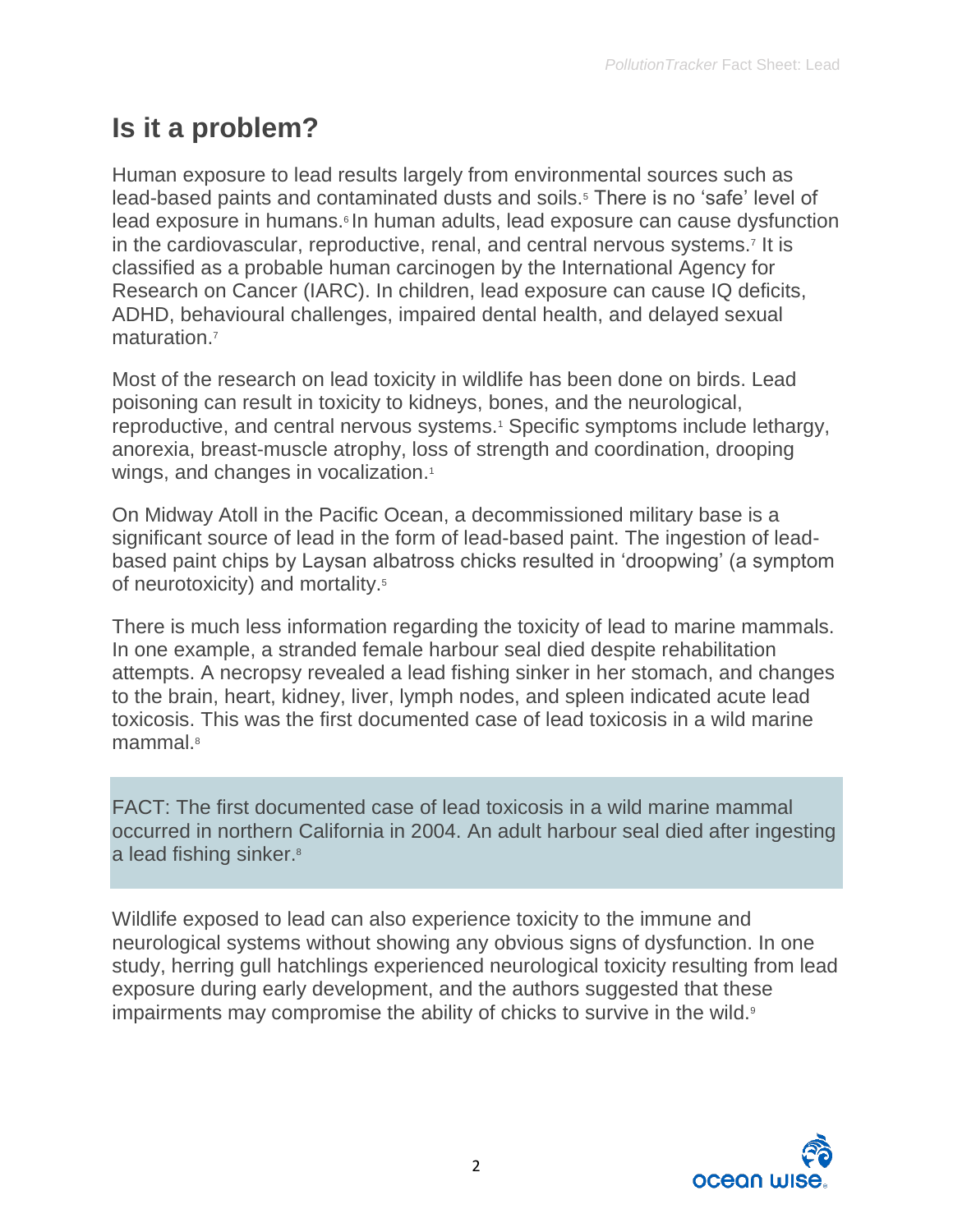## Is it a problem?

Human exposure to lead results largely from environmental sources such as lead-based paints and contaminated dusts and soils.[5] There is no 'safe' level of lead exposure in humans.[6] In human adults, lead exposure can cause dysfunction in the cardiovascular, reproductive, renal, and central nervous systems.[7] It is classified as a probable human carcinogen by the International Agency for Research on Cancer (IARC). In children, lead exposure can cause IQ deficits, ADHD, behavioural challenges, impaired dental health, and delayed sexual maturation.[7]

Most of the research on lead toxicity in wildlife has been done on birds. Lead poisoning can result in toxicity to kidneys, bones, and the neurological, reproductive, and central nervous systems.[1] Specific symptoms include lethargy, anorexia, breast-muscle atrophy, loss of strength and coordination, drooping wings, and changes in vocalization.[1]

On Midway Atoll in the Pacific Ocean, a decommissioned military base is a significant source of lead in the form of lead-based paint. The ingestion of lead-based paint chips by Laysan albatross chicks resulted in 'droopwing' (a symptom of neurotoxicity) and mortality.[5]

There is much less information regarding the toxicity of lead to marine mammals. In one example, a stranded female harbour seal died despite rehabilitation attempts. A necropsy revealed a lead fishing sinker in her stomach, and changes to the brain, heart, kidney, liver, lymph nodes, and spleen indicated acute lead toxicosis. This was the first documented case of lead toxicosis in a wild marine mammal.[8]

> FACT: The first documented case of lead toxicosis in a wild marine mammal occurred in northern California in 2004. An adult harbour seal died after ingesting a lead fishing sinker.[8]

Wildlife exposed to lead can also experience toxicity to the immune and neurological systems without showing any obvious signs of dysfunction. In one study, herring gull hatchlings experienced neurological toxicity resulting from lead exposure during early development, and the authors suggested that these impairments may compromise the ability of chicks to survive in the wild.[9]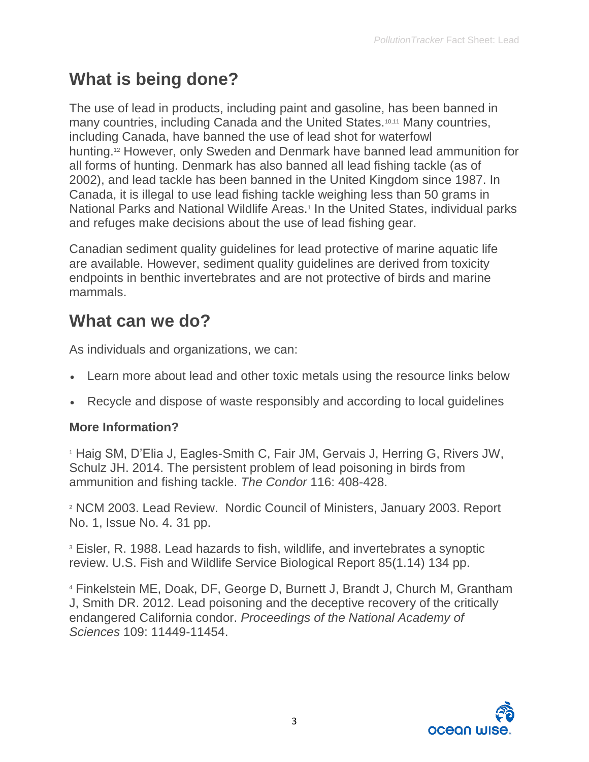## What is being done?

The use of lead in products, including paint and gasoline, has been banned in many countries, including Canada and the United States.[10,11] Many countries, including Canada, have banned the use of lead shot for waterfowl hunting.[12] However, only Sweden and Denmark have banned lead ammunition for all forms of hunting. Denmark has also banned all lead fishing tackle (as of 2002), and lead tackle has been banned in the United Kingdom since 1987. In Canada, it is illegal to use lead fishing tackle weighing less than 50 grams in National Parks and National Wildlife Areas.[1] In the United States, individual parks and refuges make decisions about the use of lead fishing gear.

Canadian sediment quality guidelines for lead protective of marine aquatic life are available. However, sediment quality guidelines are derived from toxicity endpoints in benthic invertebrates and are not protective of birds and marine mammals.

## What can we do?

As individuals and organizations, we can:

- Learn more about lead and other toxic metals using the resource links below
- Recycle and dispose of waste responsibly and according to local guidelines

### More Information?

[1] Haig SM, D'Elia J, Eagles-Smith C, Fair JM, Gervais J, Herring G, Rivers JW, Schulz JH. 2014. The persistent problem of lead poisoning in birds from ammunition and fishing tackle. *The Condor* 116: 408-428.

[2] NCM 2003. Lead Review. Nordic Council of Ministers, January 2003. Report No. 1, Issue No. 4. 31 pp.

[3] Eisler, R. 1988. Lead hazards to fish, wildlife, and invertebrates a synoptic review. U.S. Fish and Wildlife Service Biological Report 85(1.14) 134 pp.

[4] Finkelstein ME, Doak, DF, George D, Burnett J, Brandt J, Church M, Grantham J, Smith DR. 2012. Lead poisoning and the deceptive recovery of the critically endangered California condor. *Proceedings of the National Academy of Sciences* 109: 11449-11454.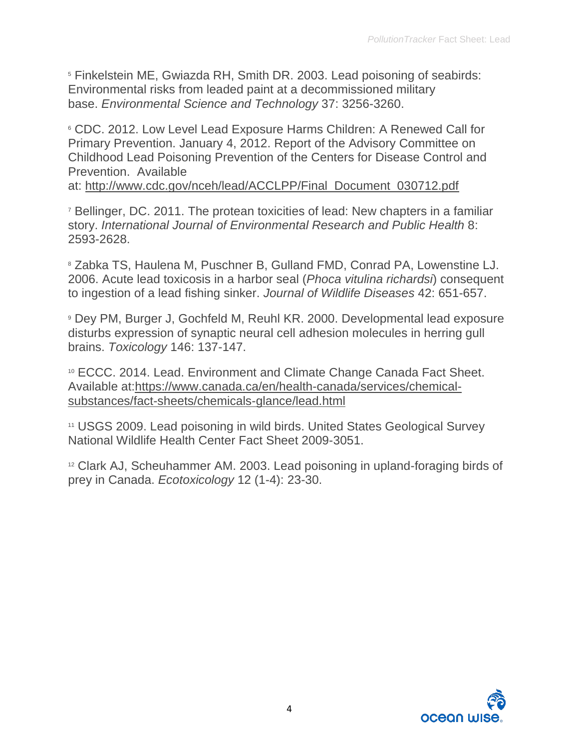[5] Finkelstein ME, Gwiazda RH, Smith DR. 2003. Lead poisoning of seabirds: Environmental risks from leaded paint at a decommissioned military base. *Environmental Science and Technology* 37: 3256-3260.

[6] CDC. 2012. Low Level Lead Exposure Harms Children: A Renewed Call for Primary Prevention. January 4, 2012. Report of the Advisory Committee on Childhood Lead Poisoning Prevention of the Centers for Disease Control and Prevention. Available at: http://www.cdc.gov/nceh/lead/ACCLPP/Final_Document_030712.pdf

[7] Bellinger, DC. 2011. The protean toxicities of lead: New chapters in a familiar story. *International Journal of Environmental Research and Public Health* 8: 2593-2628.

[8] Zabka TS, Haulena M, Puschner B, Gulland FMD, Conrad PA, Lowenstine LJ. 2006. Acute lead toxicosis in a harbor seal (*Phoca vitulina richardsi*) consequent to ingestion of a lead fishing sinker. *Journal of Wildlife Diseases* 42: 651-657.

[9] Dey PM, Burger J, Gochfeld M, Reuhl KR. 2000. Developmental lead exposure disturbs expression of synaptic neural cell adhesion molecules in herring gull brains. *Toxicology* 146: 137-147.

[10] ECCC. 2014. Lead. Environment and Climate Change Canada Fact Sheet. Available at:https://www.canada.ca/en/health-canada/services/chemical-substances/fact-sheets/chemicals-glance/lead.html

[11] USGS 2009. Lead poisoning in wild birds. United States Geological Survey National Wildlife Health Center Fact Sheet 2009-3051.

[12] Clark AJ, Scheuhammer AM. 2003. Lead poisoning in upland-foraging birds of prey in Canada. *Ecotoxicology* 12 (1-4): 23-30.